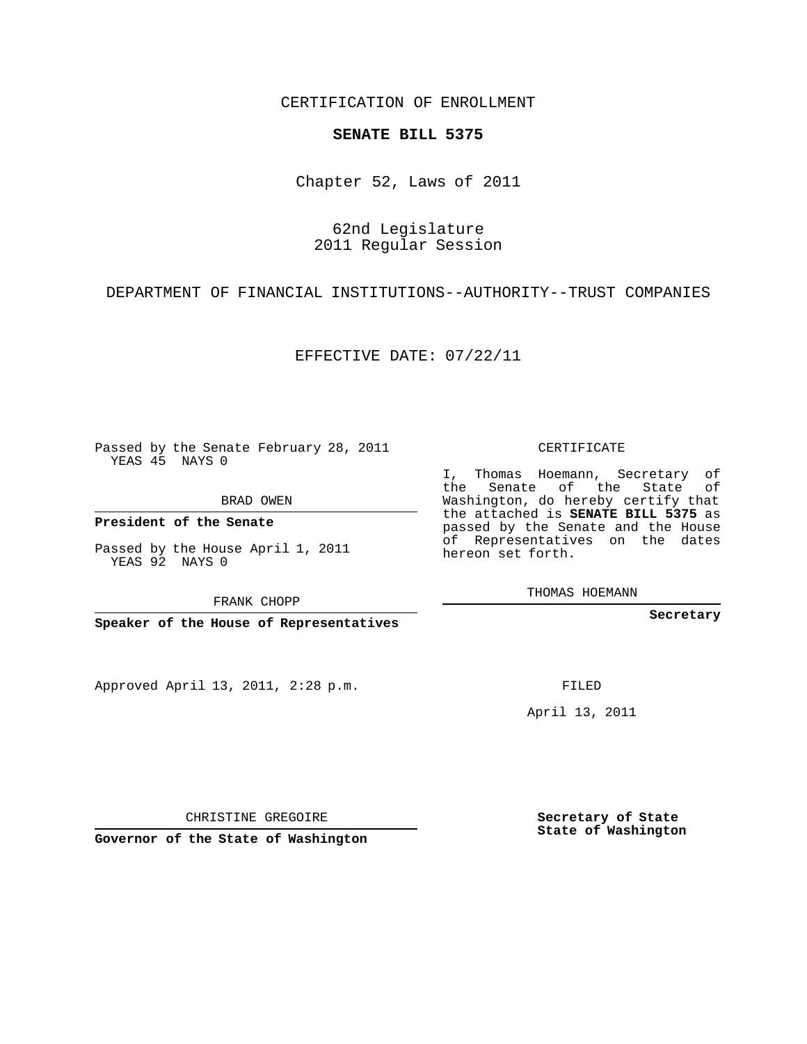CERTIFICATION OF ENROLLMENT

**SENATE BILL 5375**

Chapter 52, Laws of 2011

62nd Legislature
2011 Regular Session

DEPARTMENT OF FINANCIAL INSTITUTIONS--AUTHORITY--TRUST COMPANIES

EFFECTIVE DATE: 07/22/11

Passed by the Senate February 28, 2011
YEAS 45 NAYS 0

BRAD OWEN

**President of the Senate**

Passed by the House April 1, 2011
YEAS 92 NAYS 0

FRANK CHOPP

**Speaker of the House of Representatives**

CERTIFICATE

I, Thomas Hoemann, Secretary of the Senate of the State of Washington, do hereby certify that the attached is **SENATE BILL 5375** as passed by the Senate and the House of Representatives on the dates hereon set forth.

THOMAS HOEMANN

**Secretary**

Approved April 13, 2011, 2:28 p.m.

FILED

April 13, 2011

CHRISTINE GREGOIRE

**Governor of the State of Washington**

**Secretary of State**
**State of Washington**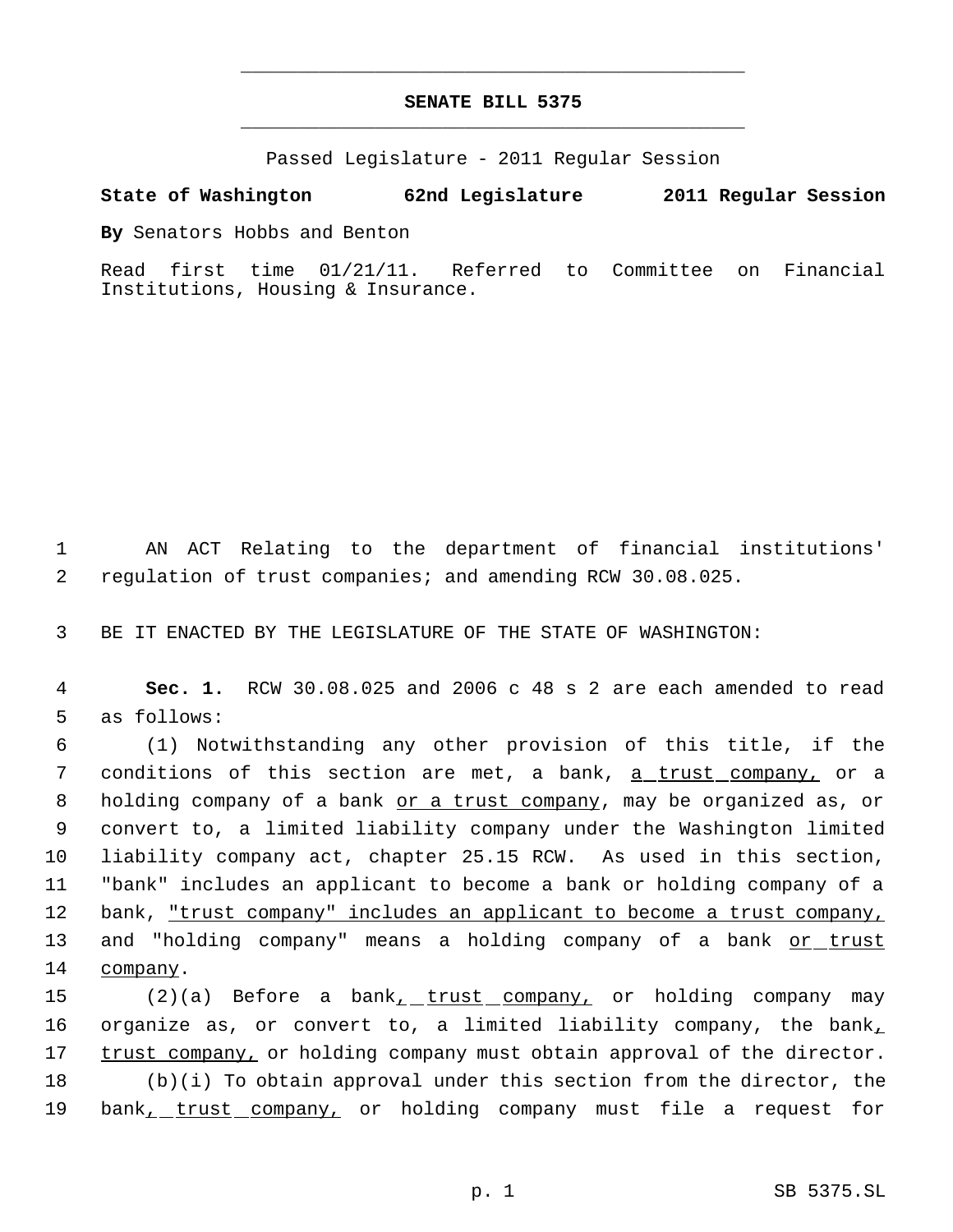# SENATE BILL 5375

Passed Legislature - 2011 Regular Session

**State of Washington 62nd Legislature 2011 Regular Session**

**By** Senators Hobbs and Benton

Read first time 01/21/11. Referred to Committee on Financial Institutions, Housing & Insurance.

AN ACT Relating to the department of financial institutions' regulation of trust companies; and amending RCW 30.08.025.

BE IT ENACTED BY THE LEGISLATURE OF THE STATE OF WASHINGTON:

**Sec. 1.** RCW 30.08.025 and 2006 c 48 s 2 are each amended to read as follows:

(1) Notwithstanding any other provision of this title, if the conditions of this section are met, a bank, a trust company, or a holding company of a bank or a trust company, may be organized as, or convert to, a limited liability company under the Washington limited liability company act, chapter 25.15 RCW. As used in this section, "bank" includes an applicant to become a bank or holding company of a bank, "trust company" includes an applicant to become a trust company, and "holding company" means a holding company of a bank or trust company.

(2)(a) Before a bank, trust company, or holding company may organize as, or convert to, a limited liability company, the bank, trust company, or holding company must obtain approval of the director.

(b)(i) To obtain approval under this section from the director, the bank, trust company, or holding company must file a request for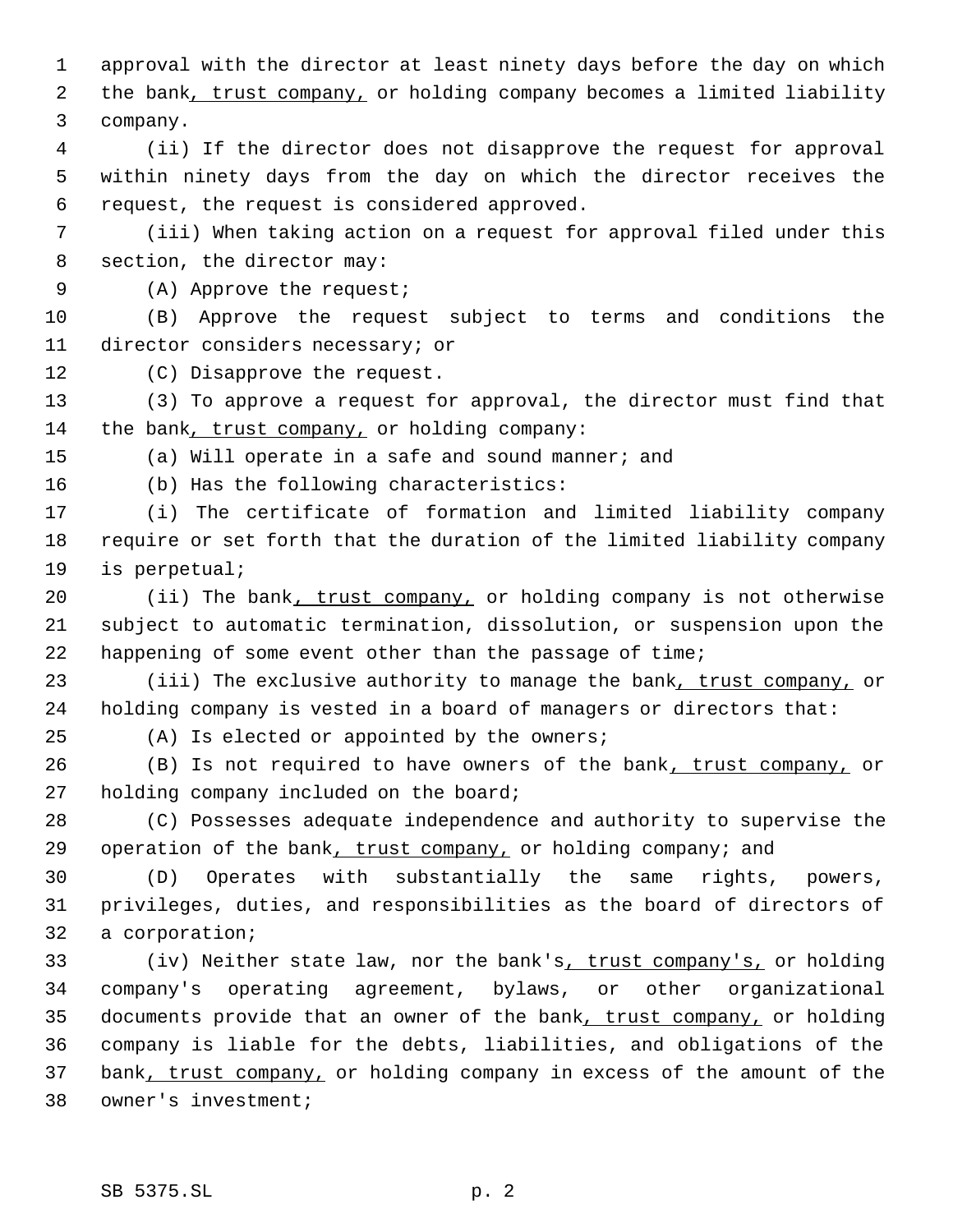approval with the director at least ninety days before the day on which the bank, trust company, or holding company becomes a limited liability company.

(ii) If the director does not disapprove the request for approval within ninety days from the day on which the director receives the request, the request is considered approved.

(iii) When taking action on a request for approval filed under this section, the director may:

(A) Approve the request;

(B) Approve the request subject to terms and conditions the director considers necessary; or

(C) Disapprove the request.

(3) To approve a request for approval, the director must find that the bank, trust company, or holding company:

(a) Will operate in a safe and sound manner; and

(b) Has the following characteristics:

(i) The certificate of formation and limited liability company require or set forth that the duration of the limited liability company is perpetual;

(ii) The bank, trust company, or holding company is not otherwise subject to automatic termination, dissolution, or suspension upon the happening of some event other than the passage of time;

(iii) The exclusive authority to manage the bank, trust company, or holding company is vested in a board of managers or directors that:

(A) Is elected or appointed by the owners;

(B) Is not required to have owners of the bank, trust company, or holding company included on the board;

(C) Possesses adequate independence and authority to supervise the operation of the bank, trust company, or holding company; and

(D) Operates with substantially the same rights, powers, privileges, duties, and responsibilities as the board of directors of a corporation;

(iv) Neither state law, nor the bank's, trust company's, or holding company's operating agreement, bylaws, or other organizational documents provide that an owner of the bank, trust company, or holding company is liable for the debts, liabilities, and obligations of the bank, trust company, or holding company in excess of the amount of the owner's investment;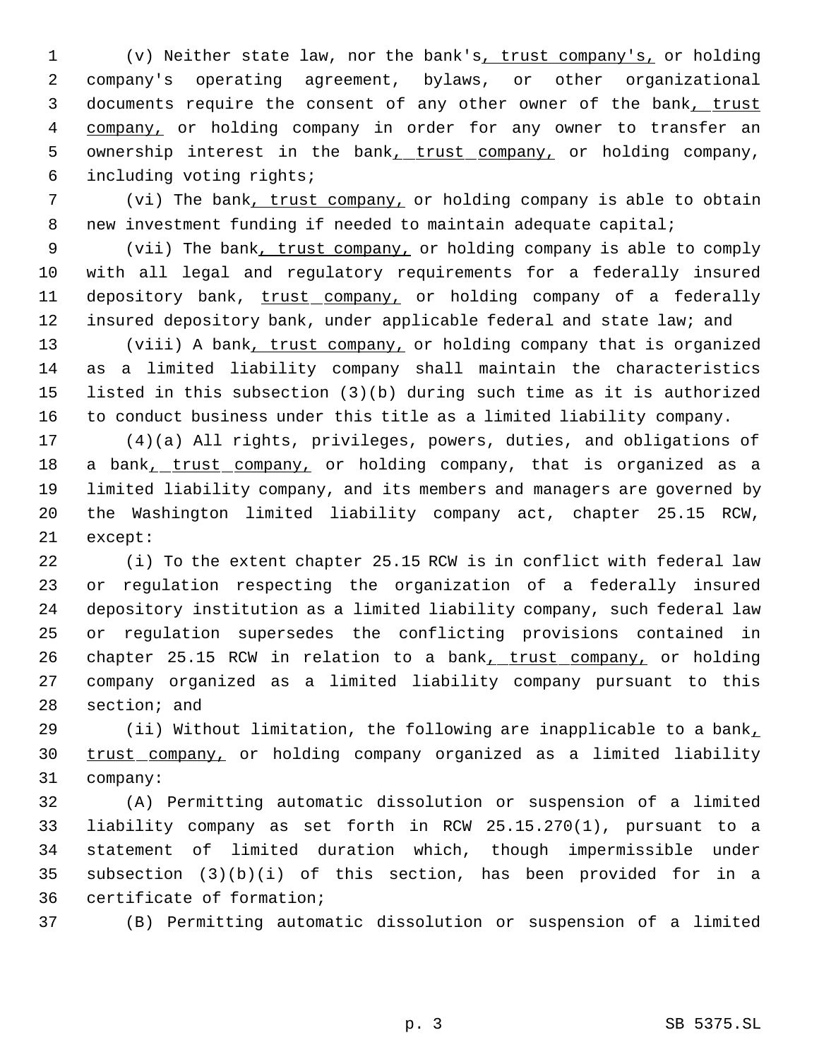(v) Neither state law, nor the bank's, trust company's, or holding company's operating agreement, bylaws, or other organizational documents require the consent of any other owner of the bank, trust company, or holding company in order for any owner to transfer an ownership interest in the bank, trust company, or holding company, including voting rights;

(vi) The bank, trust company, or holding company is able to obtain new investment funding if needed to maintain adequate capital;

(vii) The bank, trust company, or holding company is able to comply with all legal and regulatory requirements for a federally insured depository bank, trust company, or holding company of a federally insured depository bank, under applicable federal and state law; and

(viii) A bank, trust company, or holding company that is organized as a limited liability company shall maintain the characteristics listed in this subsection (3)(b) during such time as it is authorized to conduct business under this title as a limited liability company.

(4)(a) All rights, privileges, powers, duties, and obligations of a bank, trust company, or holding company, that is organized as a limited liability company, and its members and managers are governed by the Washington limited liability company act, chapter 25.15 RCW, except:

(i) To the extent chapter 25.15 RCW is in conflict with federal law or regulation respecting the organization of a federally insured depository institution as a limited liability company, such federal law or regulation supersedes the conflicting provisions contained in chapter 25.15 RCW in relation to a bank, trust company, or holding company organized as a limited liability company pursuant to this section; and

(ii) Without limitation, the following are inapplicable to a bank, trust company, or holding company organized as a limited liability company:

(A) Permitting automatic dissolution or suspension of a limited liability company as set forth in RCW 25.15.270(1), pursuant to a statement of limited duration which, though impermissible under subsection (3)(b)(i) of this section, has been provided for in a certificate of formation;

(B) Permitting automatic dissolution or suspension of a limited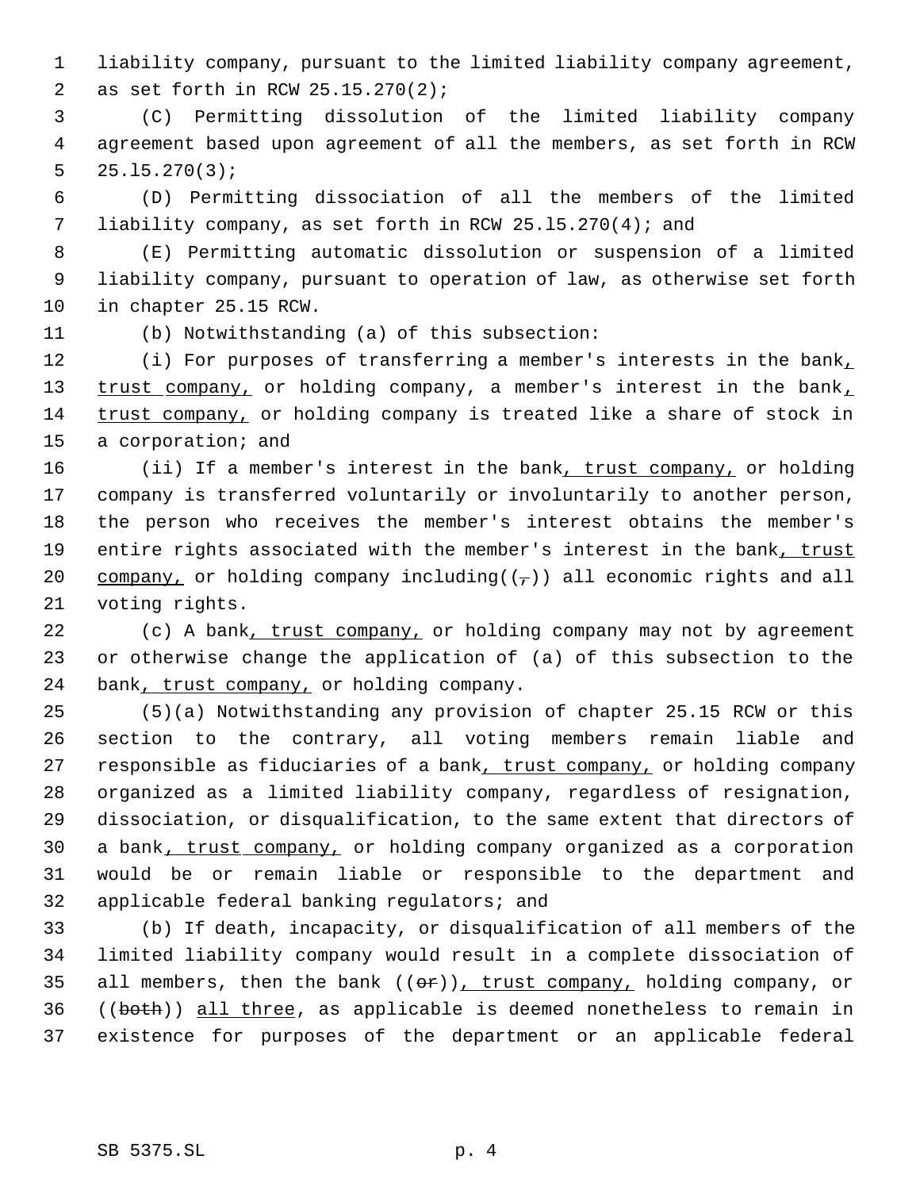liability company, pursuant to the limited liability company agreement, as set forth in RCW 25.15.270(2);

(C) Permitting dissolution of the limited liability company agreement based upon agreement of all the members, as set forth in RCW 25.l5.270(3);

(D) Permitting dissociation of all the members of the limited liability company, as set forth in RCW 25.l5.270(4); and

(E) Permitting automatic dissolution or suspension of a limited liability company, pursuant to operation of law, as otherwise set forth in chapter 25.15 RCW.

(b) Notwithstanding (a) of this subsection:

(i) For purposes of transferring a member's interests in the bank, trust company, or holding company, a member's interest in the bank, trust company, or holding company is treated like a share of stock in a corporation; and

(ii) If a member's interest in the bank, trust company, or holding company is transferred voluntarily or involuntarily to another person, the person who receives the member's interest obtains the member's entire rights associated with the member's interest in the bank, trust company, or holding company including((,)) all economic rights and all voting rights.

(c) A bank, trust company, or holding company may not by agreement or otherwise change the application of (a) of this subsection to the bank, trust company, or holding company.

(5)(a) Notwithstanding any provision of chapter 25.15 RCW or this section to the contrary, all voting members remain liable and responsible as fiduciaries of a bank, trust company, or holding company organized as a limited liability company, regardless of resignation, dissociation, or disqualification, to the same extent that directors of a bank, trust company, or holding company organized as a corporation would be or remain liable or responsible to the department and applicable federal banking regulators; and

(b) If death, incapacity, or disqualification of all members of the limited liability company would result in a complete dissociation of all members, then the bank ((or)), trust company, holding company, or ((both)) all three, as applicable is deemed nonetheless to remain in existence for purposes of the department or an applicable federal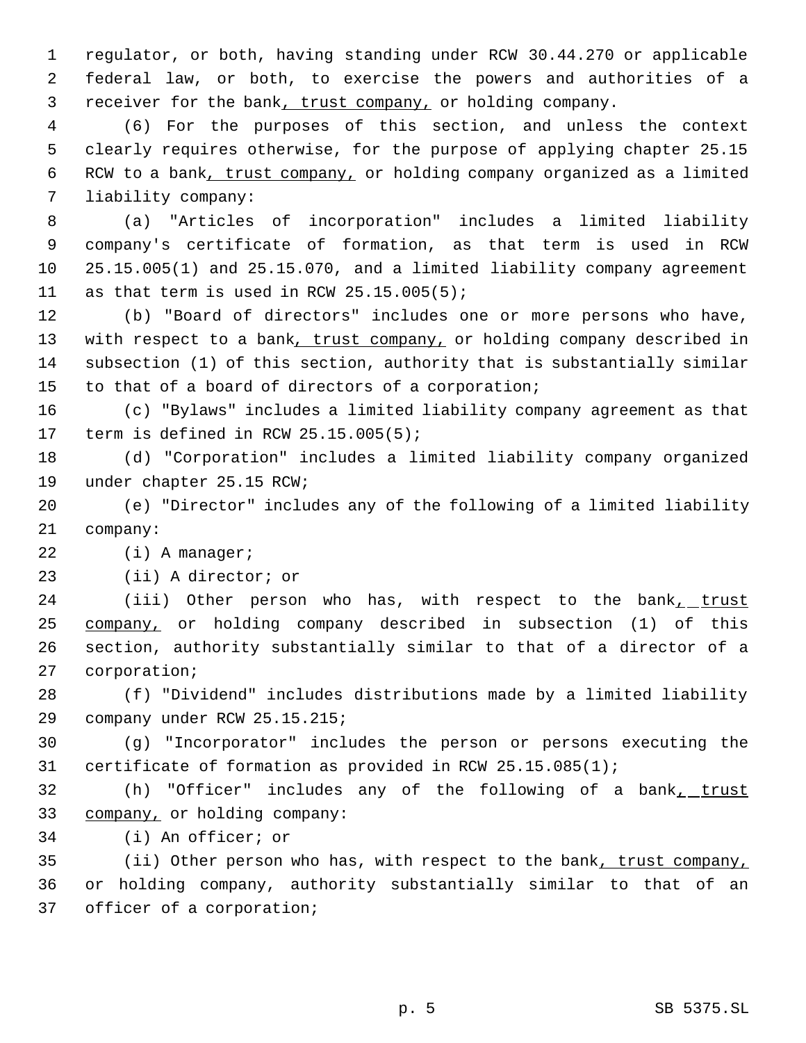regulator, or both, having standing under RCW 30.44.270 or applicable federal law, or both, to exercise the powers and authorities of a receiver for the bank, trust company, or holding company.

(6) For the purposes of this section, and unless the context clearly requires otherwise, for the purpose of applying chapter 25.15 RCW to a bank, trust company, or holding company organized as a limited liability company:

(a) "Articles of incorporation" includes a limited liability company's certificate of formation, as that term is used in RCW 25.15.005(1) and 25.15.070, and a limited liability company agreement as that term is used in RCW 25.15.005(5);

(b) "Board of directors" includes one or more persons who have, with respect to a bank, trust company, or holding company described in subsection (1) of this section, authority that is substantially similar to that of a board of directors of a corporation;

(c) "Bylaws" includes a limited liability company agreement as that term is defined in RCW 25.15.005(5);

(d) "Corporation" includes a limited liability company organized under chapter 25.15 RCW;

(e) "Director" includes any of the following of a limited liability company:

(i) A manager;

(ii) A director; or

(iii) Other person who has, with respect to the bank, trust company, or holding company described in subsection (1) of this section, authority substantially similar to that of a director of a corporation;

(f) "Dividend" includes distributions made by a limited liability company under RCW 25.15.215;

(g) "Incorporator" includes the person or persons executing the certificate of formation as provided in RCW 25.15.085(1);

(h) "Officer" includes any of the following of a bank, trust company, or holding company:

(i) An officer; or

(ii) Other person who has, with respect to the bank, trust company, or holding company, authority substantially similar to that of an officer of a corporation;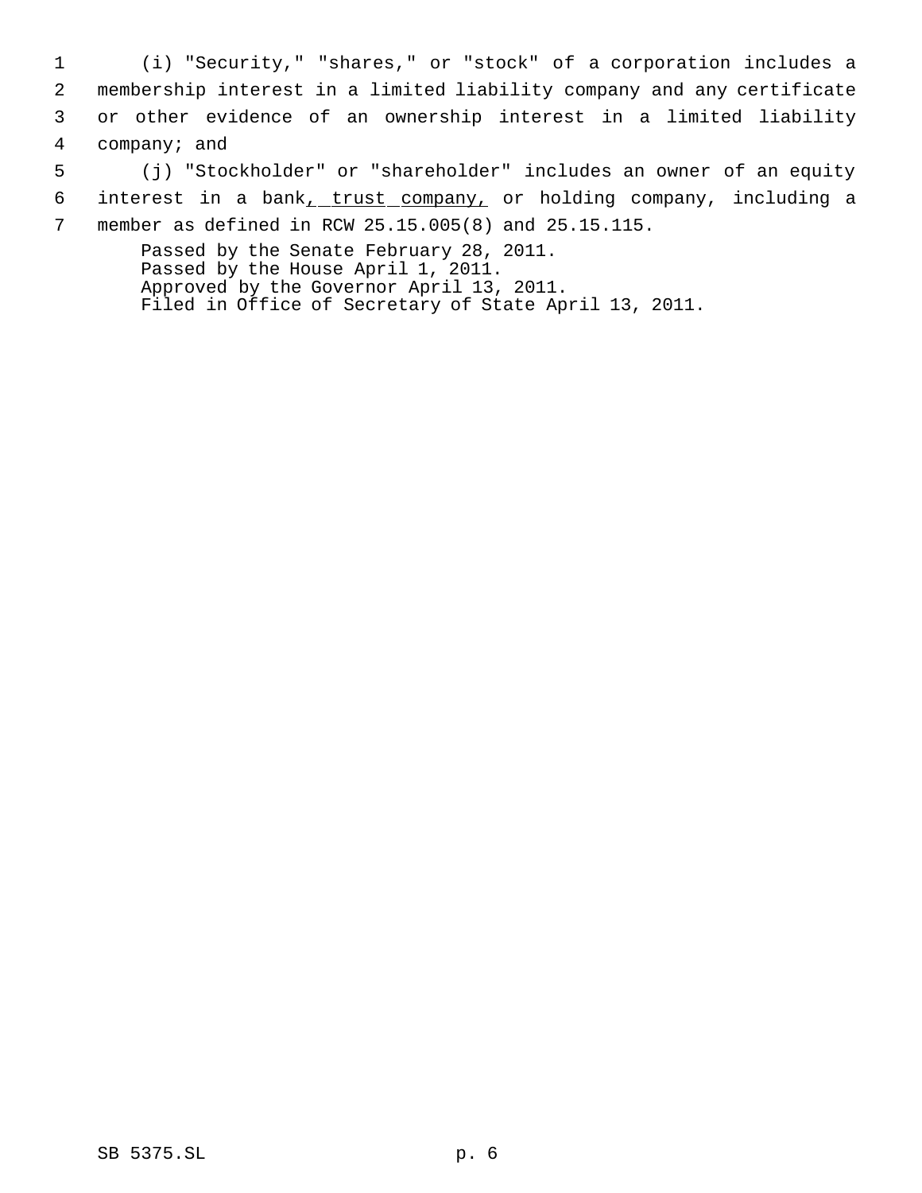(i) "Security," "shares," or "stock" of a corporation includes a membership interest in a limited liability company and any certificate or other evidence of an ownership interest in a limited liability company; and

(j) "Stockholder" or "shareholder" includes an owner of an equity interest in a bank, trust company, or holding company, including a member as defined in RCW 25.15.005(8) and 25.15.115.

Passed by the Senate February 28, 2011.
Passed by the House April 1, 2011.
Approved by the Governor April 13, 2011.
Filed in Office of Secretary of State April 13, 2011.